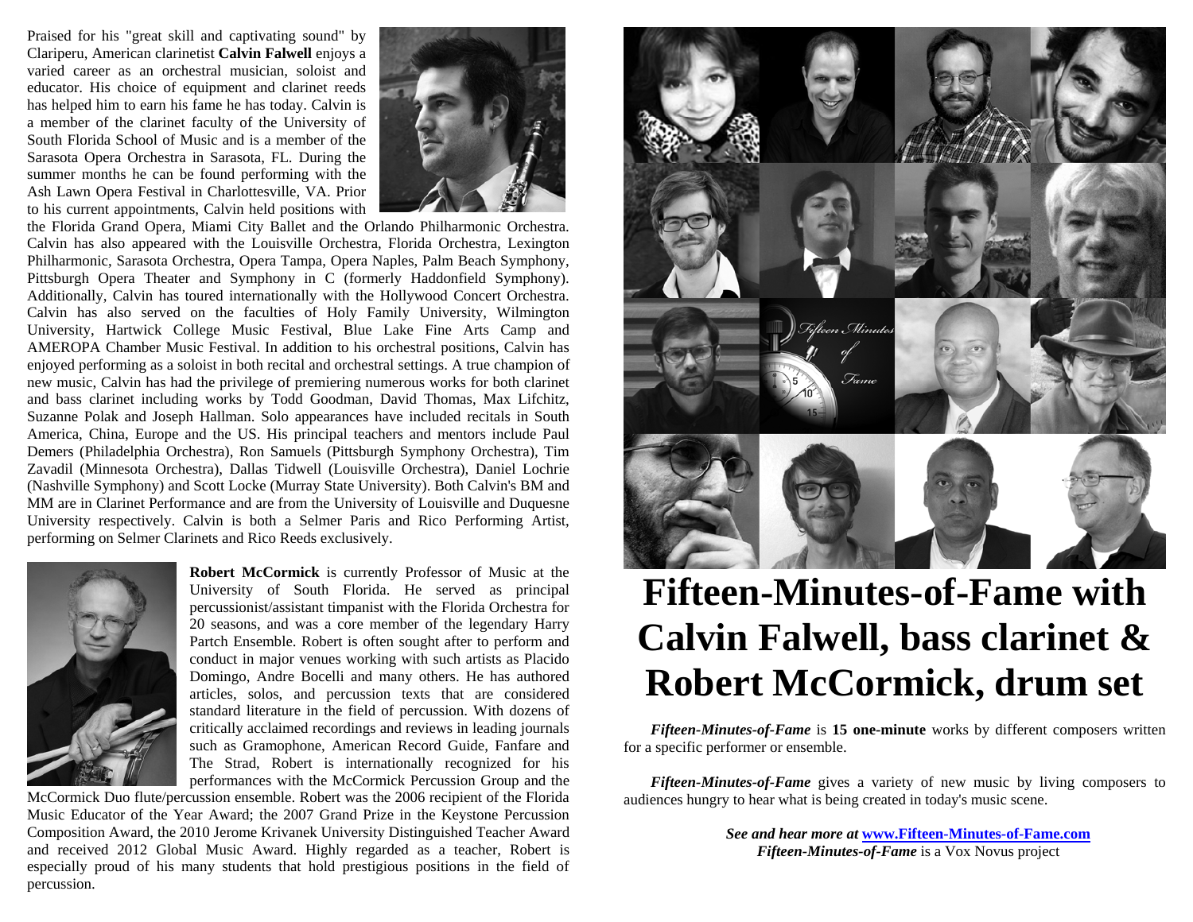Praised for his "great skill and captivating sound" by Clariperu, American clarinetist **Calvin Falwell** enjoys a varied career as an orchestral musician, soloist and educator. His choice of equipment and clarinet reeds has helped him to earn his fame he has today. Calvin is a member of the clarinet faculty of the University of South Florida School of Music and is a member of the Sarasota Opera Orchestra in Sarasota, FL. During the summer months he can be found performing with the Ash Lawn Opera Festival in Charlottesville, VA. Prior to his current appointments, Calvin held positions with the Florida Grand Opera, Miami City Ballet and the Orlando Philharmonic Orchestra. Calvin has also appeared with the Louisville Orchestra, Florida Orchestra, Lexington Philharmonic, Sarasota Orchestra, Opera Tampa, Opera Naples, Palm Beach Symphony, Pittsburgh Opera Theater and Symphony in C (formerly Haddonfield Symphony). Additionally, Calvin has toured internationally with the Hollywood Concert Orchestra. Calvin has also served on the faculties of Holy Family University, Wilmington University, Hartwick College Music Festival, Blue Lake Fine Arts Camp and AMEROPA Chamber Music Festival. In addition to his orchestral positions, Calvin has enjoyed performing as a soloist in both recital and orchestral settings. A true champion of new music, Calvin has had the privilege of premiering numerous works for both clarinet and bass clarinet including works by Todd Goodman, David Thomas, Max Lifchitz, Suzanne Polak and Joseph Hallman. Solo appearances have included recitals in South America, China, Europe and the US. His principal teachers and mentors include Paul Demers (Philadelphia Orchestra), Ron Samuels (Pittsburgh Symphony Orchestra), Tim Zavadil (Minnesota Orchestra), Dallas Tidwell (Louisville Orchestra), Daniel Lochrie (Nashville Symphony) and Scott Locke (Murray State University). Both Calvin's BM and MM are in Clarinet Performance and are from the University of Louisville and Duquesne University respectively. Calvin is both a Selmer Paris and Rico Performing Artist, performing on Selmer Clarinets and Rico Reeds exclusively.

**Robert McCormick** is currently Professor of Music at the University of South Florida. He served as principal percussionist/assistant timpanist with the Florida Orchestra for 20 seasons, and was a core member of the legendary Harry Partch Ensemble. Robert is often sought after to perform and conduct in major venues working with such artists as Placido Domingo, Andre Bocelli and many others. He has authored articles, solos, and percussion texts that are considered standard literature in the field of percussion. With dozens of critically acclaimed recordings and reviews in leading journals such as Gramophone, American Record Guide, Fanfare and The Strad, Robert is internationally recognized for his performances with the McCormick Percussion Group and the McCormick Duo flute/percussion ensemble. Robert was the 2006 recipient of the Florida Music Educator of the Year Award; the 2007 Grand Prize in the Keystone Percussion Composition Award, the 2010 Jerome Krivanek University Distinguished Teacher Award and received 2012 Global Music Award. Highly regarded as a teacher, Robert is especially proud of his many students that hold prestigious positions in the field of percussion.

# Fifteen-Minutes-of-Fame with Calvin Falwell, bass clarinet & Robert McCormick, drum set

***Fifteen-Minutes-of-Fame*** is **15 one-minute** works by different composers written for a specific performer or ensemble.

***Fifteen-Minutes-of-Fame*** gives a variety of new music by living composers to audiences hungry to hear what is being created in today's music scene.

***See and hear more at* [www.Fifteen-Minutes-of-Fame.com](http://www.Fifteen-Minutes-of-Fame.com)**
***Fifteen-Minutes-of-Fame*** is a Vox Novus project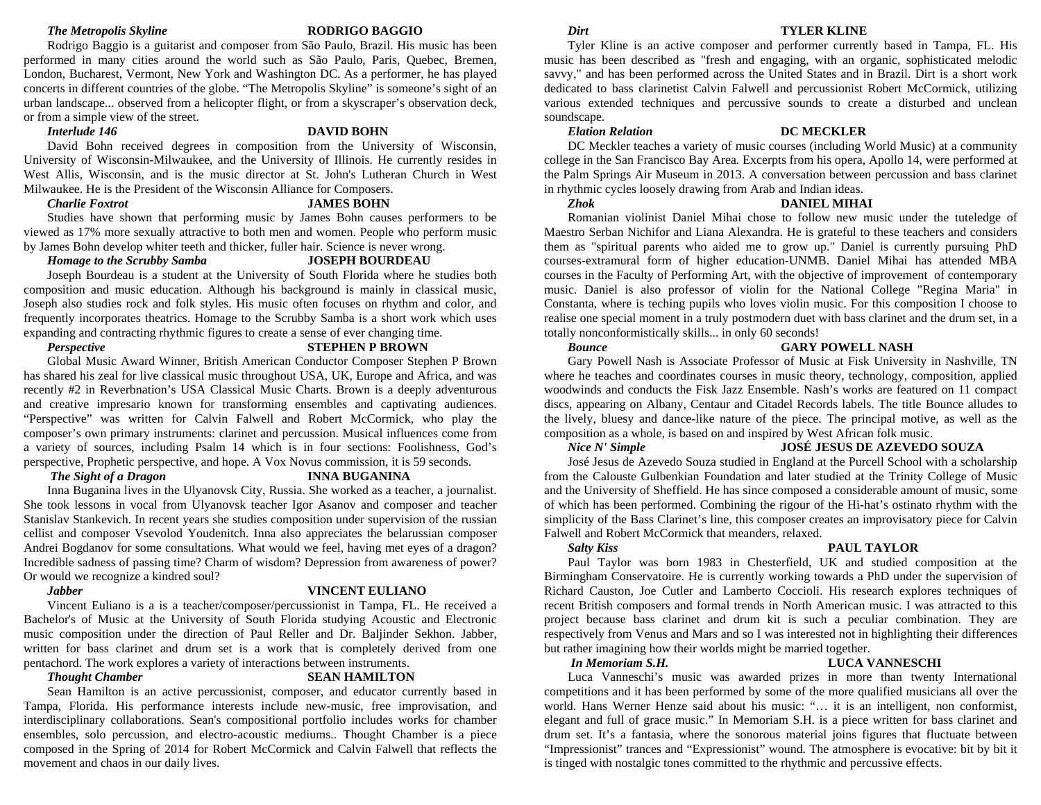***The Metropolis Skyline*** **RODRIGO BAGGIO**

Rodrigo Baggio is a guitarist and composer from São Paulo, Brazil. His music has been performed in many cities around the world such as São Paulo, Paris, Quebec, Bremen, London, Bucharest, Vermont, New York and Washington DC. As a performer, he has played concerts in different countries of the globe. "The Metropolis Skyline" is someone's sight of an urban landscape... observed from a helicopter flight, or from a skyscraper's observation deck, or from a simple view of the street.

***Interlude 146*** **DAVID BOHN**

David Bohn received degrees in composition from the University of Wisconsin, University of Wisconsin-Milwaukee, and the University of Illinois. He currently resides in West Allis, Wisconsin, and is the music director at St. John's Lutheran Church in West Milwaukee. He is the President of the Wisconsin Alliance for Composers.

***Charlie Foxtrot*** **JAMES BOHN**

Studies have shown that performing music by James Bohn causes performers to be viewed as 17% more sexually attractive to both men and women. People who perform music by James Bohn develop whiter teeth and thicker, fuller hair. Science is never wrong.

***Homage to the Scrubby Samba*** **JOSEPH BOURDEAU**

Joseph Bourdeau is a student at the University of South Florida where he studies both composition and music education. Although his background is mainly in classical music, Joseph also studies rock and folk styles. His music often focuses on rhythm and color, and frequently incorporates theatrics. Homage to the Scrubby Samba is a short work which uses expanding and contracting rhythmic figures to create a sense of ever changing time.

***Perspective*** **STEPHEN P BROWN**

Global Music Award Winner, British American Conductor Composer Stephen P Brown has shared his zeal for live classical music throughout USA, UK, Europe and Africa, and was recently #2 in Reverbnation's USA Classical Music Charts. Brown is a deeply adventurous and creative impresario known for transforming ensembles and captivating audiences. "Perspective" was written for Calvin Falwell and Robert McCormick, who play the composer's own primary instruments: clarinet and percussion. Musical influences come from a variety of sources, including Psalm 14 which is in four sections: Foolishness, God's perspective, Prophetic perspective, and hope. A Vox Novus commission, it is 59 seconds.

***The Sight of a Dragon*** **INNA BUGANINA**

Inna Buganina lives in the Ulyanovsk City, Russia. She worked as a teacher, a journalist. She took lessons in vocal from Ulyanovsk teacher Igor Asanov and composer and teacher Stanislav Stankevich. In recent years she studies composition under supervision of the russian cellist and composer Vsevolod Youdenitch. Inna also appreciates the belarussian composer Andrei Bogdanov for some consultations. What would we feel, having met eyes of a dragon? Incredible sadness of passing time? Charm of wisdom? Depression from awareness of power? Or would we recognize a kindred soul?

***Jabber*** **VINCENT EULIANO**

Vincent Euliano is a is a teacher/composer/percussionist in Tampa, FL. He received a Bachelor's of Music at the University of South Florida studying Acoustic and Electronic music composition under the direction of Paul Reller and Dr. Baljinder Sekhon. Jabber, written for bass clarinet and drum set is a work that is completely derived from one pentachord. The work explores a variety of interactions between instruments.

***Thought Chamber*** **SEAN HAMILTON**

Sean Hamilton is an active percussionist, composer, and educator currently based in Tampa, Florida. His performance interests include new-music, free improvisation, and interdisciplinary collaborations. Sean's compositional portfolio includes works for chamber ensembles, solo percussion, and electro-acoustic mediums.. Thought Chamber is a piece composed in the Spring of 2014 for Robert McCormick and Calvin Falwell that reflects the movement and chaos in our daily lives.

***Dirt*** **TYLER KLINE**

Tyler Kline is an active composer and performer currently based in Tampa, FL. His music has been described as "fresh and engaging, with an organic, sophisticated melodic savvy," and has been performed across the United States and in Brazil. Dirt is a short work dedicated to bass clarinetist Calvin Falwell and percussionist Robert McCormick, utilizing various extended techniques and percussive sounds to create a disturbed and unclean soundscape.

***Elation Relation*** **DC MECKLER**

DC Meckler teaches a variety of music courses (including World Music) at a community college in the San Francisco Bay Area. Excerpts from his opera, Apollo 14, were performed at the Palm Springs Air Museum in 2013. A conversation between percussion and bass clarinet in rhythmic cycles loosely drawing from Arab and Indian ideas.

***Zhok*** **DANIEL MIHAI**

Romanian violinist Daniel Mihai chose to follow new music under the tuteledge of Maestro Serban Nichifor and Liana Alexandra. He is grateful to these teachers and considers them as "spiritual parents who aided me to grow up." Daniel is currently pursuing PhD courses-extramural form of higher education-UNMB. Daniel Mihai has attended MBA courses in the Faculty of Performing Art, with the objective of improvement of contemporary music. Daniel is also professor of violin for the National College "Regina Maria" in Constanta, where is teching pupils who loves violin music. For this composition I choose to realise one special moment in a truly postmodern duet with bass clarinet and the drum set, in a totally nonconformistically skills... in only 60 seconds!

***Bounce*** **GARY POWELL NASH**

Gary Powell Nash is Associate Professor of Music at Fisk University in Nashville, TN where he teaches and coordinates courses in music theory, technology, composition, applied woodwinds and conducts the Fisk Jazz Ensemble. Nash's works are featured on 11 compact discs, appearing on Albany, Centaur and Citadel Records labels. The title Bounce alludes to the lively, bluesy and dance-like nature of the piece. The principal motive, as well as the composition as a whole, is based on and inspired by West African folk music.

***Nice N' Simple*** **JOSÉ JESUS DE AZEVEDO SOUZA**

José Jesus de Azevedo Souza studied in England at the Purcell School with a scholarship from the Calouste Gulbenkian Foundation and later studied at the Trinity College of Music and the University of Sheffield. He has since composed a considerable amount of music, some of which has been performed. Combining the rigour of the Hi-hat's ostinato rhythm with the simplicity of the Bass Clarinet's line, this composer creates an improvisatory piece for Calvin Falwell and Robert McCormick that meanders, relaxed.

***Salty Kiss*** **PAUL TAYLOR**

Paul Taylor was born 1983 in Chesterfield, UK and studied composition at the Birmingham Conservatoire. He is currently working towards a PhD under the supervision of Richard Causton, Joe Cutler and Lamberto Coccioli. His research explores techniques of recent British composers and formal trends in North American music. I was attracted to this project because bass clarinet and drum kit is such a peculiar combination. They are respectively from Venus and Mars and so I was interested not in highlighting their differences but rather imagining how their worlds might be married together.

***In Memoriam S.H.*** **LUCA VANNESCHI**

Luca Vanneschi's music was awarded prizes in more than twenty International competitions and it has been performed by some of the more qualified musicians all over the world. Hans Werner Henze said about his music: "… it is an intelligent, non conformist, elegant and full of grace music." In Memoriam S.H. is a piece written for bass clarinet and drum set. It's a fantasia, where the sonorous material joins figures that fluctuate between "Impressionist" trances and "Expressionist" wound. The atmosphere is evocative: bit by bit it is tinged with nostalgic tones committed to the rhythmic and percussive effects.